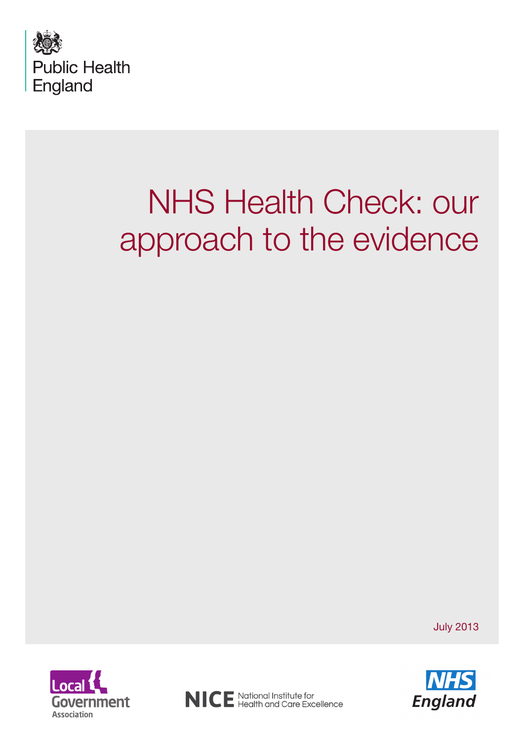Public Health England

# NHS Health Check: our approach to the evidence

July 2013

Local Government Association

NICE National Institute for Health and Care Excellence

NHS England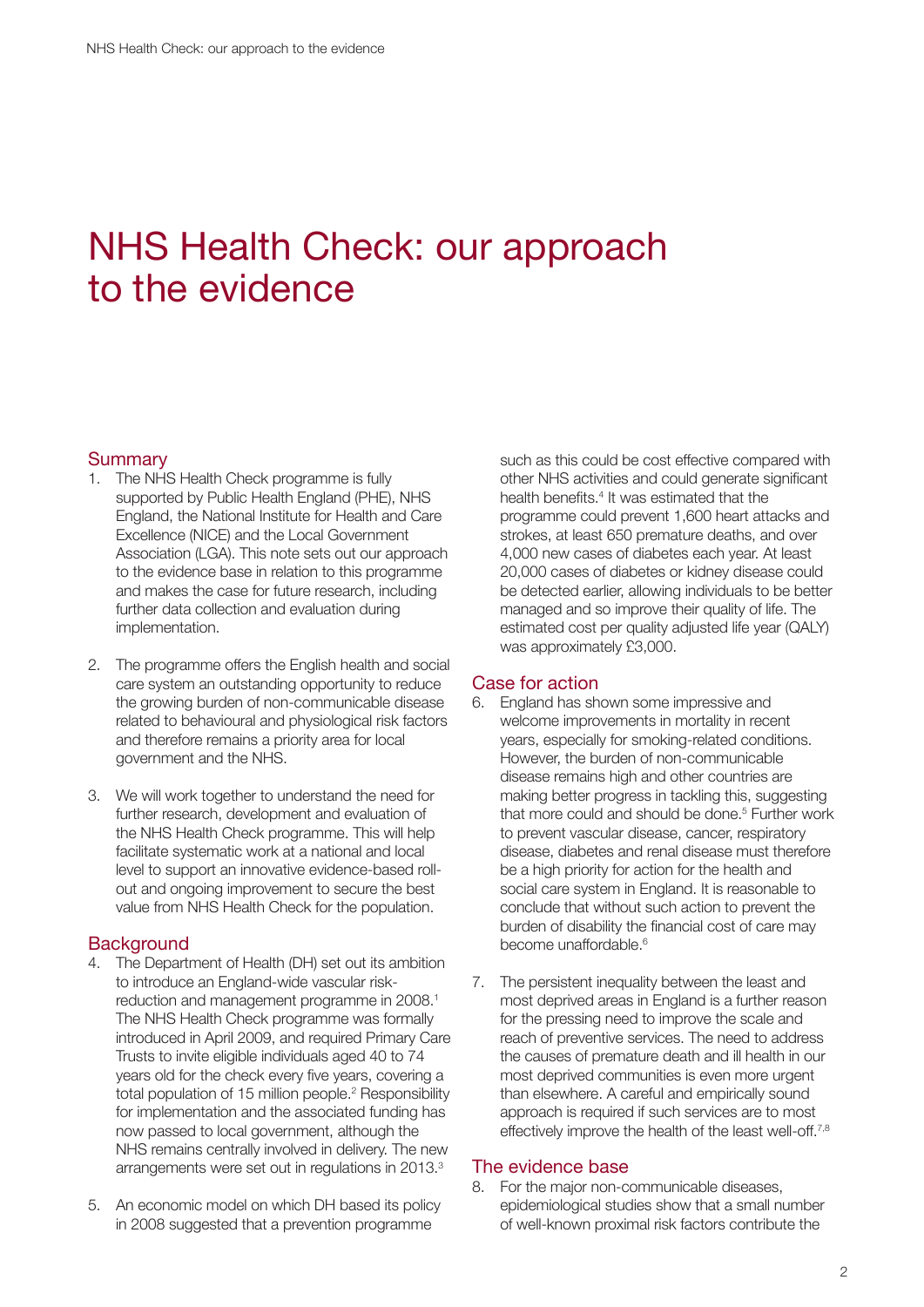# NHS Health Check: our approach to the evidence

## Summary

1. The NHS Health Check programme is fully supported by Public Health England (PHE), NHS England, the National Institute for Health and Care Excellence (NICE) and the Local Government Association (LGA). This note sets out our approach to the evidence base in relation to this programme and makes the case for future research, including further data collection and evaluation during implementation.

2. The programme offers the English health and social care system an outstanding opportunity to reduce the growing burden of non-communicable disease related to behavioural and physiological risk factors and therefore remains a priority area for local government and the NHS.

3. We will work together to understand the need for further research, development and evaluation of the NHS Health Check programme. This will help facilitate systematic work at a national and local level to support an innovative evidence-based roll-out and ongoing improvement to secure the best value from NHS Health Check for the population.

## Background

4. The Department of Health (DH) set out its ambition to introduce an England-wide vascular risk-reduction and management programme in 2008.[1] The NHS Health Check programme was formally introduced in April 2009, and required Primary Care Trusts to invite eligible individuals aged 40 to 74 years old for the check every five years, covering a total population of 15 million people.[2] Responsibility for implementation and the associated funding has now passed to local government, although the NHS remains centrally involved in delivery. The new arrangements were set out in regulations in 2013.[3]

5. An economic model on which DH based its policy in 2008 suggested that a prevention programme such as this could be cost effective compared with other NHS activities and could generate significant health benefits.[4] It was estimated that the programme could prevent 1,600 heart attacks and strokes, at least 650 premature deaths, and over 4,000 new cases of diabetes each year. At least 20,000 cases of diabetes or kidney disease could be detected earlier, allowing individuals to be better managed and so improve their quality of life. The estimated cost per quality adjusted life year (QALY) was approximately £3,000.

## Case for action

6. England has shown some impressive and welcome improvements in mortality in recent years, especially for smoking-related conditions. However, the burden of non-communicable disease remains high and other countries are making better progress in tackling this, suggesting that more could and should be done.[5] Further work to prevent vascular disease, cancer, respiratory disease, diabetes and renal disease must therefore be a high priority for action for the health and social care system in England. It is reasonable to conclude that without such action to prevent the burden of disability the financial cost of care may become unaffordable.[6]

7. The persistent inequality between the least and most deprived areas in England is a further reason for the pressing need to improve the scale and reach of preventive services. The need to address the causes of premature death and ill health in our most deprived communities is even more urgent than elsewhere. A careful and empirically sound approach is required if such services are to most effectively improve the health of the least well-off.[7,8]

## The evidence base

8. For the major non-communicable diseases, epidemiological studies show that a small number of well-known proximal risk factors contribute the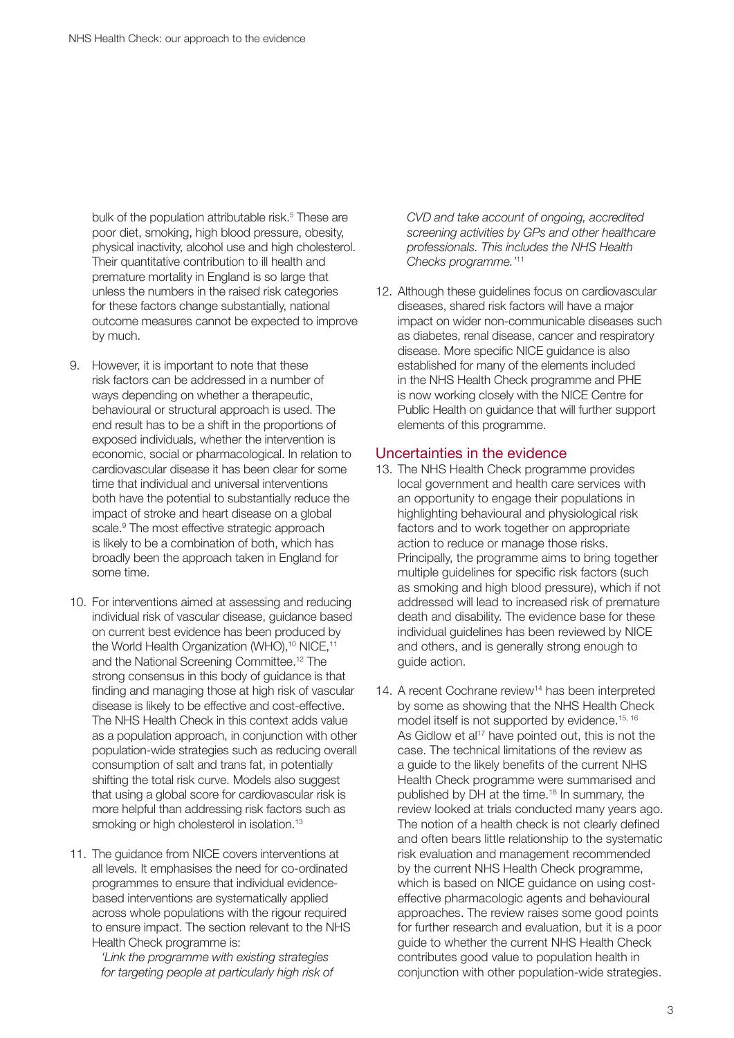bulk of the population attributable risk.[5] These are poor diet, smoking, high blood pressure, obesity, physical inactivity, alcohol use and high cholesterol. Their quantitative contribution to ill health and premature mortality in England is so large that unless the numbers in the raised risk categories for these factors change substantially, national outcome measures cannot be expected to improve by much.

9. However, it is important to note that these risk factors can be addressed in a number of ways depending on whether a therapeutic, behavioural or structural approach is used. The end result has to be a shift in the proportions of exposed individuals, whether the intervention is economic, social or pharmacological. In relation to cardiovascular disease it has been clear for some time that individual and universal interventions both have the potential to substantially reduce the impact of stroke and heart disease on a global scale.[9] The most effective strategic approach is likely to be a combination of both, which has broadly been the approach taken in England for some time.

10. For interventions aimed at assessing and reducing individual risk of vascular disease, guidance based on current best evidence has been produced by the World Health Organization (WHO),[10] NICE,[11] and the National Screening Committee.[12] The strong consensus in this body of guidance is that finding and managing those at high risk of vascular disease is likely to be effective and cost-effective. The NHS Health Check in this context adds value as a population approach, in conjunction with other population-wide strategies such as reducing overall consumption of salt and trans fat, in potentially shifting the total risk curve. Models also suggest that using a global score for cardiovascular risk is more helpful than addressing risk factors such as smoking or high cholesterol in isolation.[13]

11. The guidance from NICE covers interventions at all levels. It emphasises the need for co-ordinated programmes to ensure that individual evidence-based interventions are systematically applied across whole populations with the rigour required to ensure impact. The section relevant to the NHS Health Check programme is:

    *'Link the programme with existing strategies for targeting people at particularly high risk of CVD and take account of ongoing, accredited screening activities by GPs and other healthcare professionals. This includes the NHS Health Checks programme.'*[11]

12. Although these guidelines focus on cardiovascular diseases, shared risk factors will have a major impact on wider non-communicable diseases such as diabetes, renal disease, cancer and respiratory disease. More specific NICE guidance is also established for many of the elements included in the NHS Health Check programme and PHE is now working closely with the NICE Centre for Public Health on guidance that will further support elements of this programme.

## Uncertainties in the evidence

13. The NHS Health Check programme provides local government and health care services with an opportunity to engage their populations in highlighting behavioural and physiological risk factors and to work together on appropriate action to reduce or manage those risks. Principally, the programme aims to bring together multiple guidelines for specific risk factors (such as smoking and high blood pressure), which if not addressed will lead to increased risk of premature death and disability. The evidence base for these individual guidelines has been reviewed by NICE and others, and is generally strong enough to guide action.

14. A recent Cochrane review[14] has been interpreted by some as showing that the NHS Health Check model itself is not supported by evidence.[15, 16] As Gidlow et al[17] have pointed out, this is not the case. The technical limitations of the review as a guide to the likely benefits of the current NHS Health Check programme were summarised and published by DH at the time.[18] In summary, the review looked at trials conducted many years ago. The notion of a health check is not clearly defined and often bears little relationship to the systematic risk evaluation and management recommended by the current NHS Health Check programme, which is based on NICE guidance on using cost-effective pharmacologic agents and behavioural approaches. The review raises some good points for further research and evaluation, but it is a poor guide to whether the current NHS Health Check contributes good value to population health in conjunction with other population-wide strategies.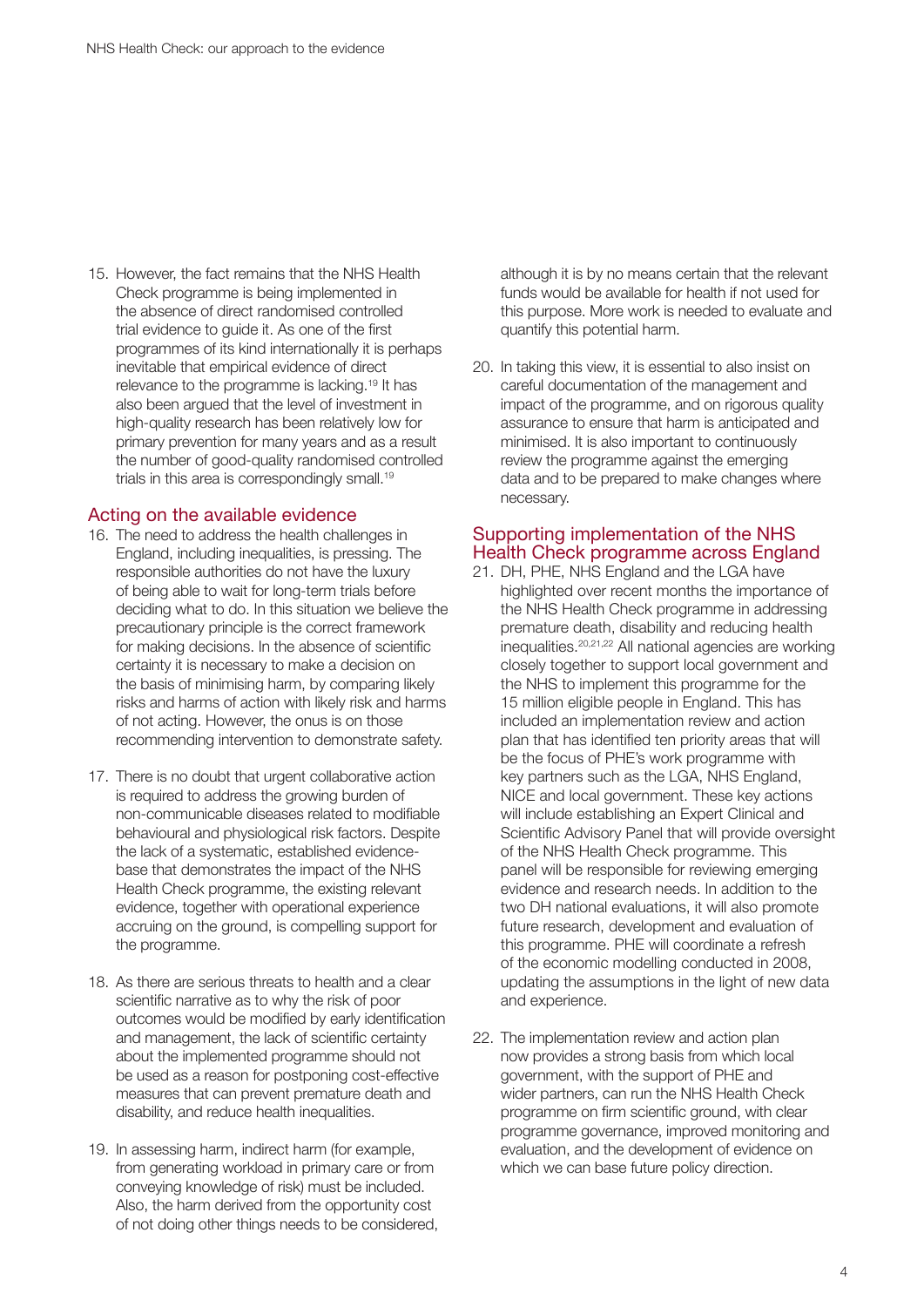15. However, the fact remains that the NHS Health Check programme is being implemented in the absence of direct randomised controlled trial evidence to guide it. As one of the first programmes of its kind internationally it is perhaps inevitable that empirical evidence of direct relevance to the programme is lacking.[19] It has also been argued that the level of investment in high-quality research has been relatively low for primary prevention for many years and as a result the number of good-quality randomised controlled trials in this area is correspondingly small.[19]

## Acting on the available evidence

16. The need to address the health challenges in England, including inequalities, is pressing. The responsible authorities do not have the luxury of being able to wait for long-term trials before deciding what to do. In this situation we believe the precautionary principle is the correct framework for making decisions. In the absence of scientific certainty it is necessary to make a decision on the basis of minimising harm, by comparing likely risks and harms of action with likely risk and harms of not acting. However, the onus is on those recommending intervention to demonstrate safety.

17. There is no doubt that urgent collaborative action is required to address the growing burden of non-communicable diseases related to modifiable behavioural and physiological risk factors. Despite the lack of a systematic, established evidence-base that demonstrates the impact of the NHS Health Check programme, the existing relevant evidence, together with operational experience accruing on the ground, is compelling support for the programme.

18. As there are serious threats to health and a clear scientific narrative as to why the risk of poor outcomes would be modified by early identification and management, the lack of scientific certainty about the implemented programme should not be used as a reason for postponing cost-effective measures that can prevent premature death and disability, and reduce health inequalities.

19. In assessing harm, indirect harm (for example, from generating workload in primary care or from conveying knowledge of risk) must be included. Also, the harm derived from the opportunity cost of not doing other things needs to be considered, although it is by no means certain that the relevant funds would be available for health if not used for this purpose. More work is needed to evaluate and quantify this potential harm.

20. In taking this view, it is essential to also insist on careful documentation of the management and impact of the programme, and on rigorous quality assurance to ensure that harm is anticipated and minimised. It is also important to continuously review the programme against the emerging data and to be prepared to make changes where necessary.

## Supporting implementation of the NHS Health Check programme across England

21. DH, PHE, NHS England and the LGA have highlighted over recent months the importance of the NHS Health Check programme in addressing premature death, disability and reducing health inequalities.[20,21,22] All national agencies are working closely together to support local government and the NHS to implement this programme for the 15 million eligible people in England. This has included an implementation review and action plan that has identified ten priority areas that will be the focus of PHE's work programme with key partners such as the LGA, NHS England, NICE and local government. These key actions will include establishing an Expert Clinical and Scientific Advisory Panel that will provide oversight of the NHS Health Check programme. This panel will be responsible for reviewing emerging evidence and research needs. In addition to the two DH national evaluations, it will also promote future research, development and evaluation of this programme. PHE will coordinate a refresh of the economic modelling conducted in 2008, updating the assumptions in the light of new data and experience.

22. The implementation review and action plan now provides a strong basis from which local government, with the support of PHE and wider partners, can run the NHS Health Check programme on firm scientific ground, with clear programme governance, improved monitoring and evaluation, and the development of evidence on which we can base future policy direction.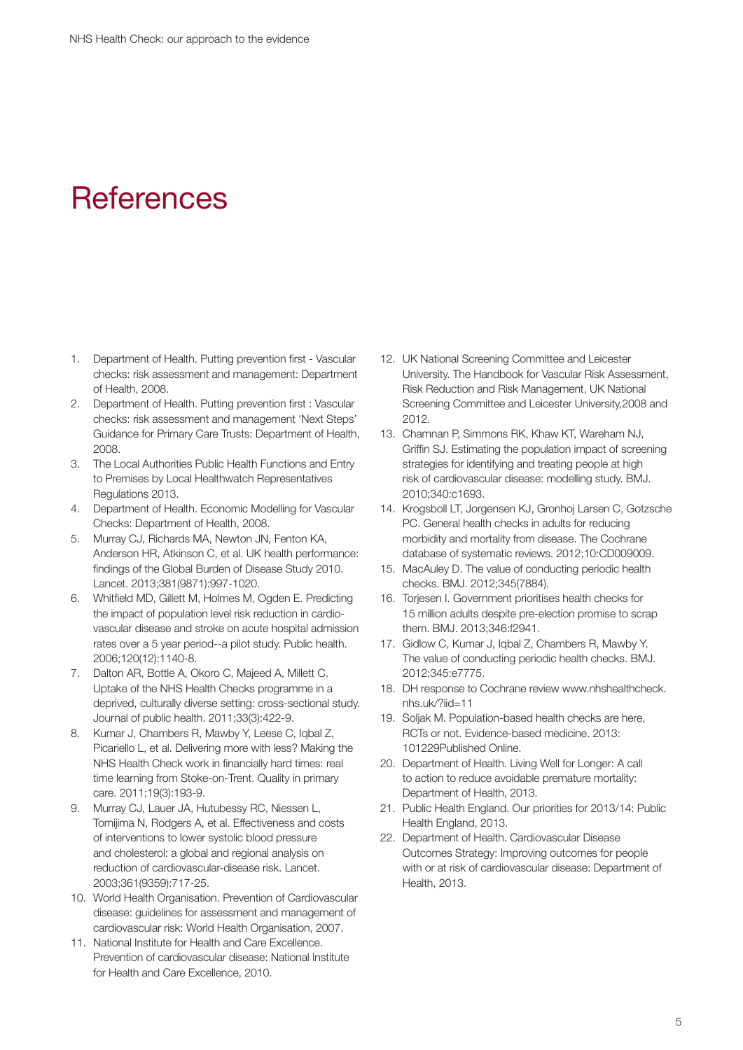# References

1. Department of Health. Putting prevention first - Vascular checks: risk assessment and management: Department of Health, 2008.
2. Department of Health. Putting prevention first : Vascular checks: risk assessment and management 'Next Steps' Guidance for Primary Care Trusts: Department of Health, 2008.
3. The Local Authorities Public Health Functions and Entry to Premises by Local Healthwatch Representatives Regulations 2013.
4. Department of Health. Economic Modelling for Vascular Checks: Department of Health, 2008.
5. Murray CJ, Richards MA, Newton JN, Fenton KA, Anderson HR, Atkinson C, et al. UK health performance: findings of the Global Burden of Disease Study 2010. Lancet. 2013;381(9871):997-1020.
6. Whitfield MD, Gillett M, Holmes M, Ogden E. Predicting the impact of population level risk reduction in cardio-vascular disease and stroke on acute hospital admission rates over a 5 year period--a pilot study. Public health. 2006;120(12):1140-8.
7. Dalton AR, Bottle A, Okoro C, Majeed A, Millett C. Uptake of the NHS Health Checks programme in a deprived, culturally diverse setting: cross-sectional study. Journal of public health. 2011;33(3):422-9.
8. Kumar J, Chambers R, Mawby Y, Leese C, Iqbal Z, Picariello L, et al. Delivering more with less? Making the NHS Health Check work in financially hard times: real time learning from Stoke-on-Trent. Quality in primary care. 2011;19(3):193-9.
9. Murray CJ, Lauer JA, Hutubessy RC, Niessen L, Tomijima N, Rodgers A, et al. Effectiveness and costs of interventions to lower systolic blood pressure and cholesterol: a global and regional analysis on reduction of cardiovascular-disease risk. Lancet. 2003;361(9359):717-25.
10. World Health Organisation. Prevention of Cardiovascular disease: guidelines for assessment and management of cardiovascular risk: World Health Organisation, 2007.
11. National Institute for Health and Care Excellence. Prevention of cardiovascular disease: National Institute for Health and Care Excellence, 2010.
12. UK National Screening Committee and Leicester University. The Handbook for Vascular Risk Assessment, Risk Reduction and Risk Management, UK National Screening Committee and Leicester University,2008 and 2012.
13. Chamnan P, Simmons RK, Khaw KT, Wareham NJ, Griffin SJ. Estimating the population impact of screening strategies for identifying and treating people at high risk of cardiovascular disease: modelling study. BMJ. 2010;340:c1693.
14. Krogsboll LT, Jorgensen KJ, Gronhoj Larsen C, Gotzsche PC. General health checks in adults for reducing morbidity and mortality from disease. The Cochrane database of systematic reviews. 2012;10:CD009009.
15. MacAuley D. The value of conducting periodic health checks. BMJ. 2012;345(7884).
16. Torjesen I. Government prioritises health checks for 15 million adults despite pre-election promise to scrap them. BMJ. 2013;346:f2941.
17. Gidlow C, Kumar J, Iqbal Z, Chambers R, Mawby Y. The value of conducting periodic health checks. BMJ. 2012;345:e7775.
18. DH response to Cochrane review www.nhshealthcheck.nhs.uk/?iid=11
19. Soljak M. Population-based health checks are here, RCTs or not. Evidence-based medicine. 2013: 101229Published Online.
20. Department of Health. Living Well for Longer: A call to action to reduce avoidable premature mortality: Department of Health, 2013.
21. Public Health England. Our priorities for 2013/14: Public Health England, 2013.
22. Department of Health. Cardiovascular Disease Outcomes Strategy: Improving outcomes for people with or at risk of cardiovascular disease: Department of Health, 2013.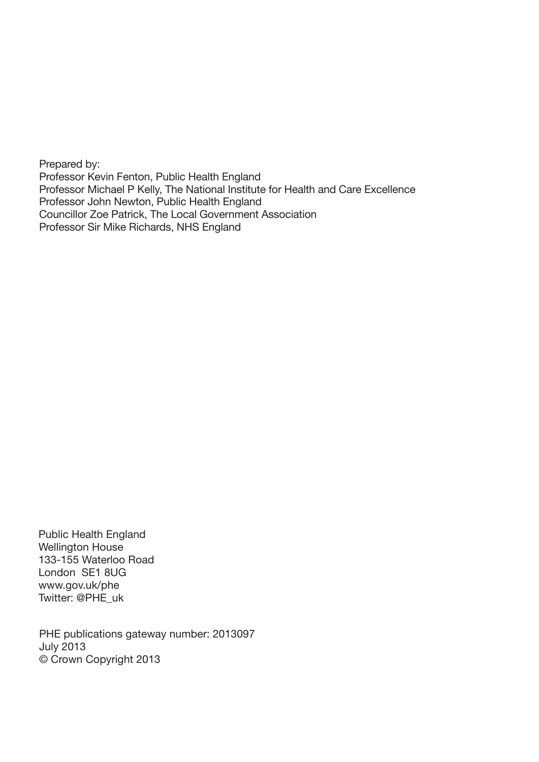Prepared by:
Professor Kevin Fenton, Public Health England
Professor Michael P Kelly, The National Institute for Health and Care Excellence
Professor John Newton, Public Health England
Councillor Zoe Patrick, The Local Government Association
Professor Sir Mike Richards, NHS England

Public Health England
Wellington House
133-155 Waterloo Road
London SE1 8UG
www.gov.uk/phe
Twitter: @PHE_uk

PHE publications gateway number: 2013097
July 2013
© Crown Copyright 2013